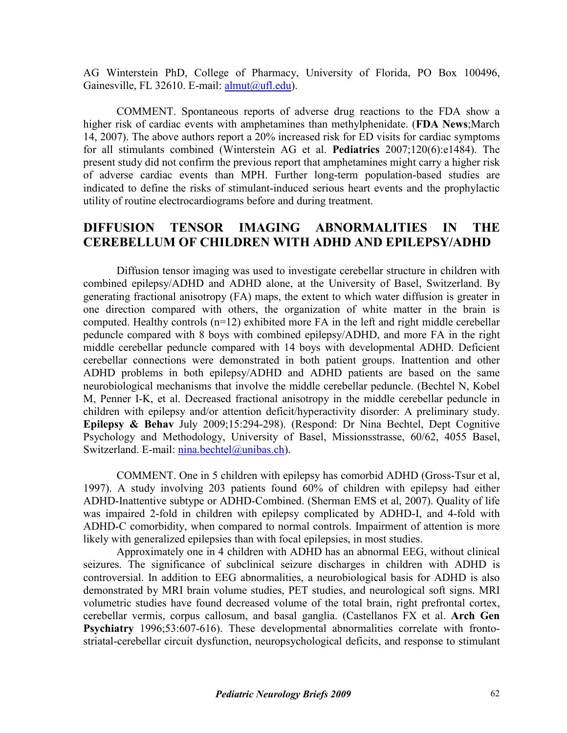AG Winterstein PhD, College of Pharmacy, University of Florida, PO Box 100496, Gainesville, FL 32610. E-mail: almut@ufl.edu).

COMMENT. Spontaneous reports of adverse drug reactions to the FDA show a higher risk of cardiac events with amphetamines than methylphenidate. (**FDA News**;March 14, 2007). The above authors report a 20% increased risk for ED visits for cardiac symptoms for all stimulants combined (Winterstein AG et al. **Pediatrics** 2007;120(6):e1484). The present study did not confirm the previous report that amphetamines might carry a higher risk of adverse cardiac events than MPH. Further long-term population-based studies are indicated to define the risks of stimulant-induced serious heart events and the prophylactic utility of routine electrocardiograms before and during treatment.

## DIFFUSION TENSOR IMAGING ABNORMALITIES IN THE CEREBELLUM OF CHILDREN WITH ADHD AND EPILEPSY/ADHD

Diffusion tensor imaging was used to investigate cerebellar structure in children with combined epilepsy/ADHD and ADHD alone, at the University of Basel, Switzerland. By generating fractional anisotropy (FA) maps, the extent to which water diffusion is greater in one direction compared with others, the organization of white matter in the brain is computed. Healthy controls (n=12) exhibited more FA in the left and right middle cerebellar peduncle compared with 8 boys with combined epilepsy/ADHD, and more FA in the right middle cerebellar peduncle compared with 14 boys with developmental ADHD. Deficient cerebellar connections were demonstrated in both patient groups. Inattention and other ADHD problems in both epilepsy/ADHD and ADHD patients are based on the same neurobiological mechanisms that involve the middle cerebellar peduncle. (Bechtel N, Kobel M, Penner I-K, et al. Decreased fractional anisotropy in the middle cerebellar peduncle in children with epilepsy and/or attention deficit/hyperactivity disorder: A preliminary study. **Epilepsy & Behav** July 2009;15:294-298). (Respond: Dr Nina Bechtel, Dept Cognitive Psychology and Methodology, University of Basel, Missionsstrasse, 60/62, 4055 Basel, Switzerland. E-mail: nina.bechtel@unibas.ch).

COMMENT. One in 5 children with epilepsy has comorbid ADHD (Gross-Tsur et al, 1997). A study involving 203 patients found 60% of children with epilepsy had either ADHD-Inattentive subtype or ADHD-Combined. (Sherman EMS et al, 2007). Quality of life was impaired 2-fold in children with epilepsy complicated by ADHD-I, and 4-fold with ADHD-C comorbidity, when compared to normal controls. Impairment of attention is more likely with generalized epilepsies than with focal epilepsies, in most studies.

Approximately one in 4 children with ADHD has an abnormal EEG, without clinical seizures. The significance of subclinical seizure discharges in children with ADHD is controversial. In addition to EEG abnormalities, a neurobiological basis for ADHD is also demonstrated by MRI brain volume studies, PET studies, and neurological soft signs. MRI volumetric studies have found decreased volume of the total brain, right prefrontal cortex, cerebellar vermis, corpus callosum, and basal ganglia. (Castellanos FX et al. **Arch Gen Psychiatry** 1996;53:607-616). These developmental abnormalities correlate with fronto-striatal-cerebellar circuit dysfunction, neuropsychological deficits, and response to stimulant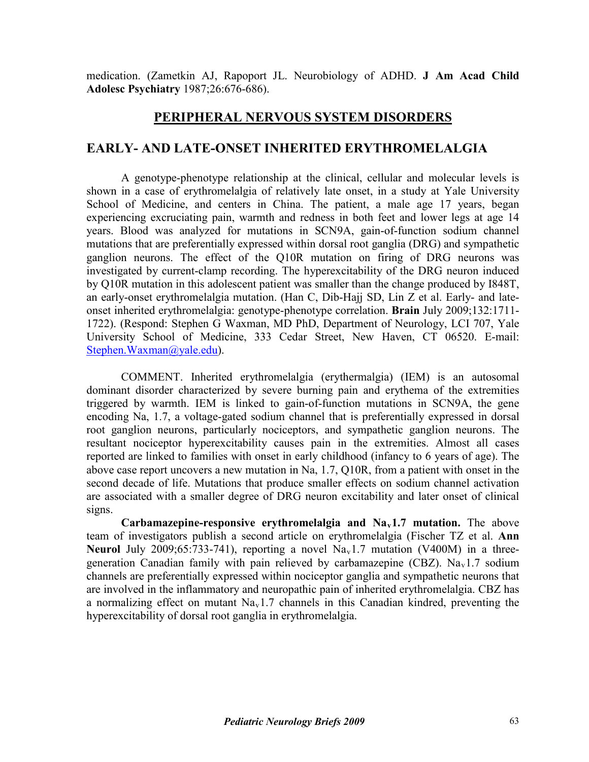medication. (Zametkin AJ, Rapoport JL. Neurobiology of ADHD. **J Am Acad Child Adolesc Psychiatry** 1987;26:676-686).

# PERIPHERAL NERVOUS SYSTEM DISORDERS

## EARLY- AND LATE-ONSET INHERITED ERYTHROMELALGIA

A genotype-phenotype relationship at the clinical, cellular and molecular levels is shown in a case of erythromelalgia of relatively late onset, in a study at Yale University School of Medicine, and centers in China. The patient, a male age 17 years, began experiencing excruciating pain, warmth and redness in both feet and lower legs at age 14 years. Blood was analyzed for mutations in SCN9A, gain-of-function sodium channel mutations that are preferentially expressed within dorsal root ganglia (DRG) and sympathetic ganglion neurons. The effect of the Q10R mutation on firing of DRG neurons was investigated by current-clamp recording. The hyperexcitability of the DRG neuron induced by Q10R mutation in this adolescent patient was smaller than the change produced by I848T, an early-onset erythromelalgia mutation. (Han C, Dib-Hajj SD, Lin Z et al. Early- and late-onset inherited erythromelalgia: genotype-phenotype correlation. **Brain** July 2009;132:1711-1722). (Respond: Stephen G Waxman, MD PhD, Department of Neurology, LCI 707, Yale University School of Medicine, 333 Cedar Street, New Haven, CT 06520. E-mail: Stephen.Waxman@yale.edu).

COMMENT. Inherited erythromelalgia (erythermalgia) (IEM) is an autosomal dominant disorder characterized by severe burning pain and erythema of the extremities triggered by warmth. IEM is linked to gain-of-function mutations in SCN9A, the gene encoding Na, 1.7, a voltage-gated sodium channel that is preferentially expressed in dorsal root ganglion neurons, particularly nociceptors, and sympathetic ganglion neurons. The resultant nociceptor hyperexcitability causes pain in the extremities. Almost all cases reported are linked to families with onset in early childhood (infancy to 6 years of age). The above case report uncovers a new mutation in Na, 1.7, Q10R, from a patient with onset in the second decade of life. Mutations that produce smaller effects on sodium channel activation are associated with a smaller degree of DRG neuron excitability and later onset of clinical signs.

**Carbamazepine-responsive erythromelalgia and $Na_v$1.7 mutation.** The above team of investigators publish a second article on erythromelalgia (Fischer TZ et al. **Ann Neurol** July 2009;65:733-741), reporting a novel $Na_v$1.7 mutation (V400M) in a three-generation Canadian family with pain relieved by carbamazepine (CBZ). $Na_v$1.7 sodium channels are preferentially expressed within nociceptor ganglia and sympathetic neurons that are involved in the inflammatory and neuropathic pain of inherited erythromelalgia. CBZ has a normalizing effect on mutant $Na_v$1.7 channels in this Canadian kindred, preventing the hyperexcitability of dorsal root ganglia in erythromelalgia.